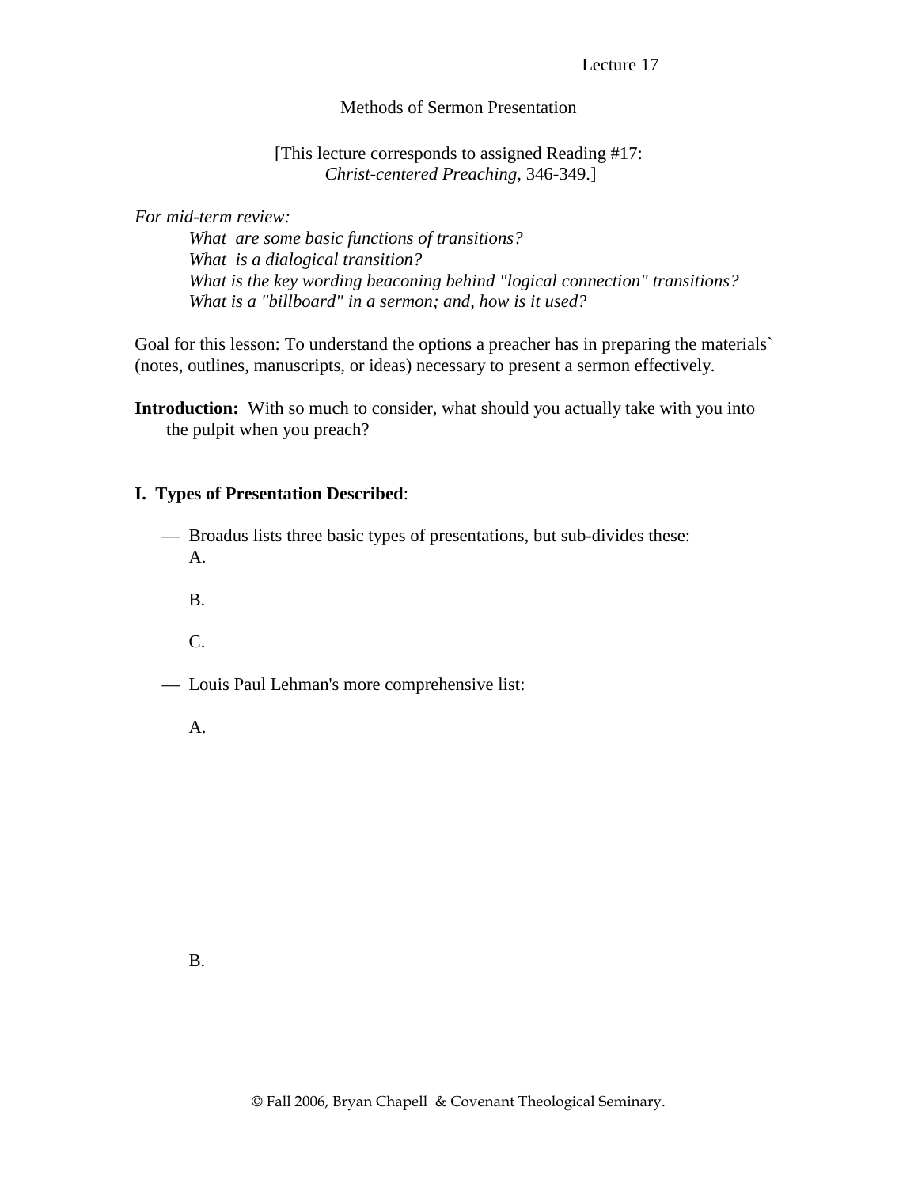Lecture 17

# Methods of Sermon Presentation

[This lecture corresponds to assigned Reading #17:
*Christ-centered Preaching*, 346-349.]

*For mid-term review:*

> *What are some basic functions of transitions?*
> *What is a dialogical transition?*
> *What is the key wording beaconing behind "logical connection" transitions?*
> *What is a "billboard" in a sermon; and, how is it used?*

Goal for this lesson: To understand the options a preacher has in preparing the materials` (notes, outlines, manuscripts, or ideas) necessary to present a sermon effectively.

**Introduction:** With so much to consider, what should you actually take with you into the pulpit when you preach?

## I. Types of Presentation Described:

— Broadus lists three basic types of presentations, but sub-divides these:

A.

B.

C.

— Louis Paul Lehman's more comprehensive list:

A.

B.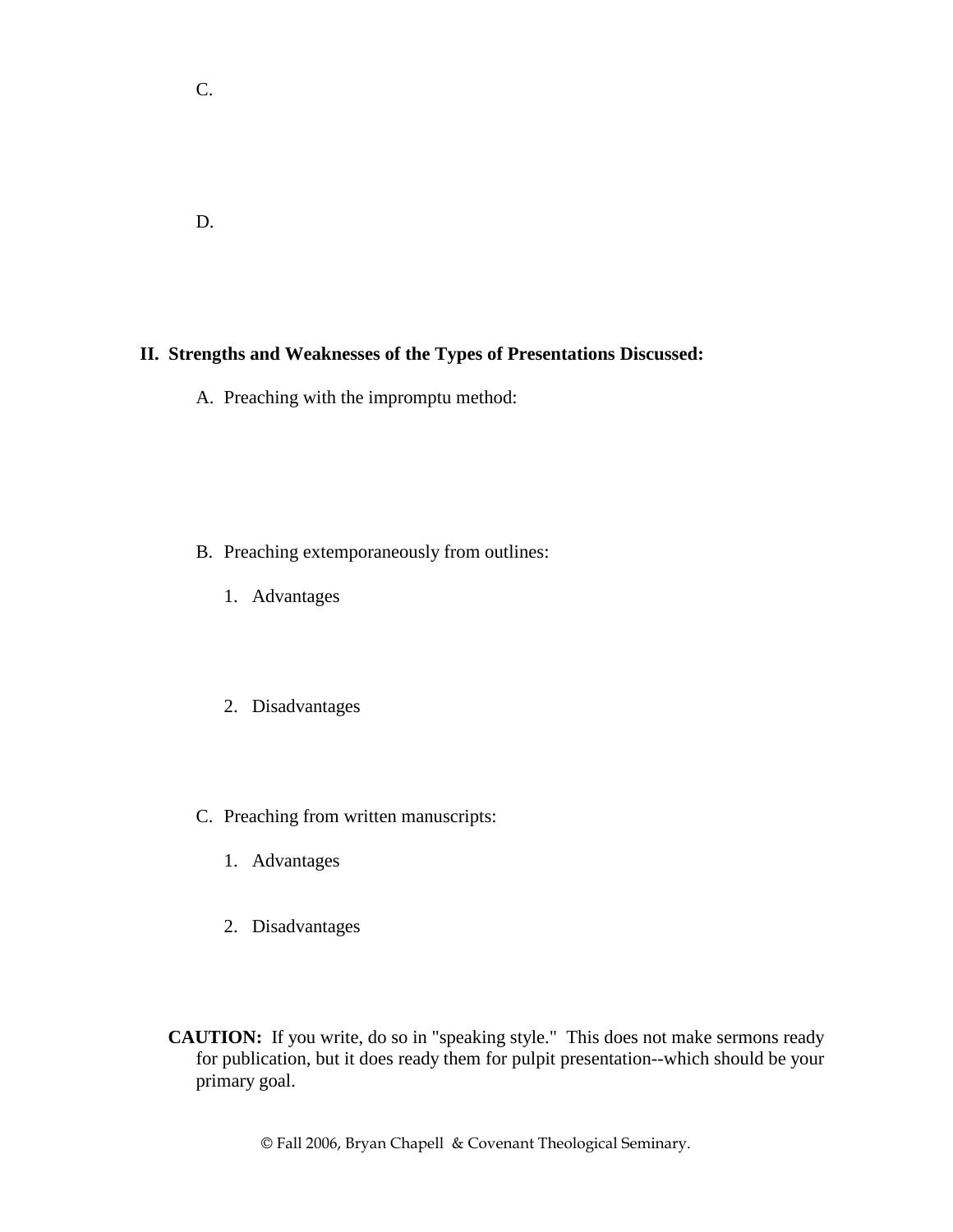C.

D.

**II. Strengths and Weaknesses of the Types of Presentations Discussed:**

A. Preaching with the impromptu method:

B. Preaching extemporaneously from outlines:

1. Advantages

2. Disadvantages

C. Preaching from written manuscripts:

1. Advantages

2. Disadvantages

**CAUTION:** If you write, do so in "speaking style." This does not make sermons ready for publication, but it does ready them for pulpit presentation--which should be your primary goal.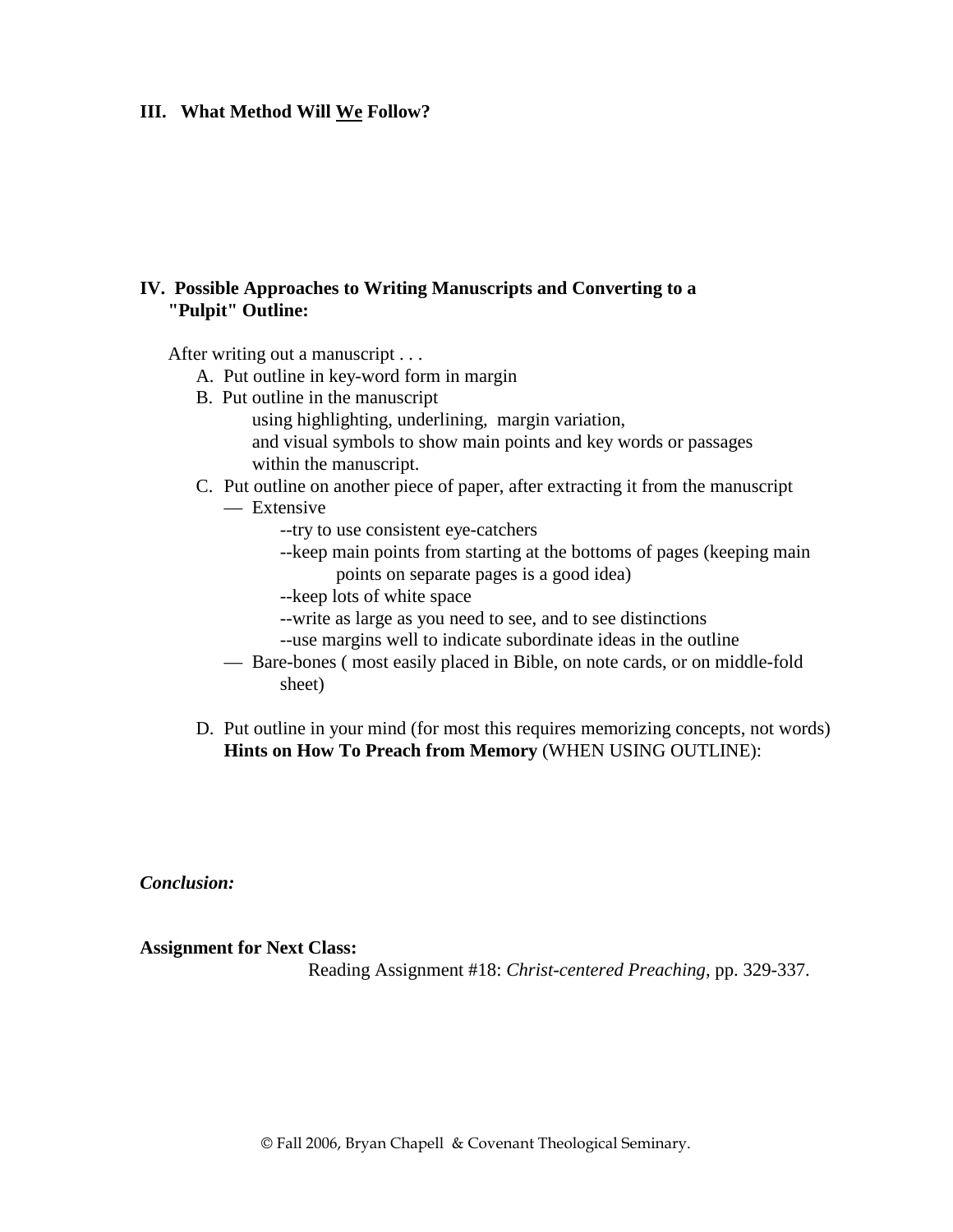**III. What Method Will <u>We</u> Follow?**

**IV. Possible Approaches to Writing Manuscripts and Converting to a "Pulpit" Outline:**

After writing out a manuscript . . .

- A. Put outline in key-word form in margin
- B. Put outline in the manuscript
  - using highlighting, underlining, margin variation, and visual symbols to show main points and key words or passages within the manuscript.
- C. Put outline on another piece of paper, after extracting it from the manuscript
  - — Extensive
    - --try to use consistent eye-catchers
    - --keep main points from starting at the bottoms of pages (keeping main points on separate pages is a good idea)
    - --keep lots of white space
    - --write as large as you need to see, and to see distinctions
    - --use margins well to indicate subordinate ideas in the outline
  - — Bare-bones ( most easily placed in Bible, on note cards, or on middle-fold sheet)
- D. Put outline in your mind (for most this requires memorizing concepts, not words)
  **Hints on How To Preach from Memory** (WHEN USING OUTLINE):

***Conclusion:***

**Assignment for Next Class:**

Reading Assignment #18: *Christ-centered Preaching*, pp. 329-337.

© Fall 2006, Bryan Chapell & Covenant Theological Seminary.